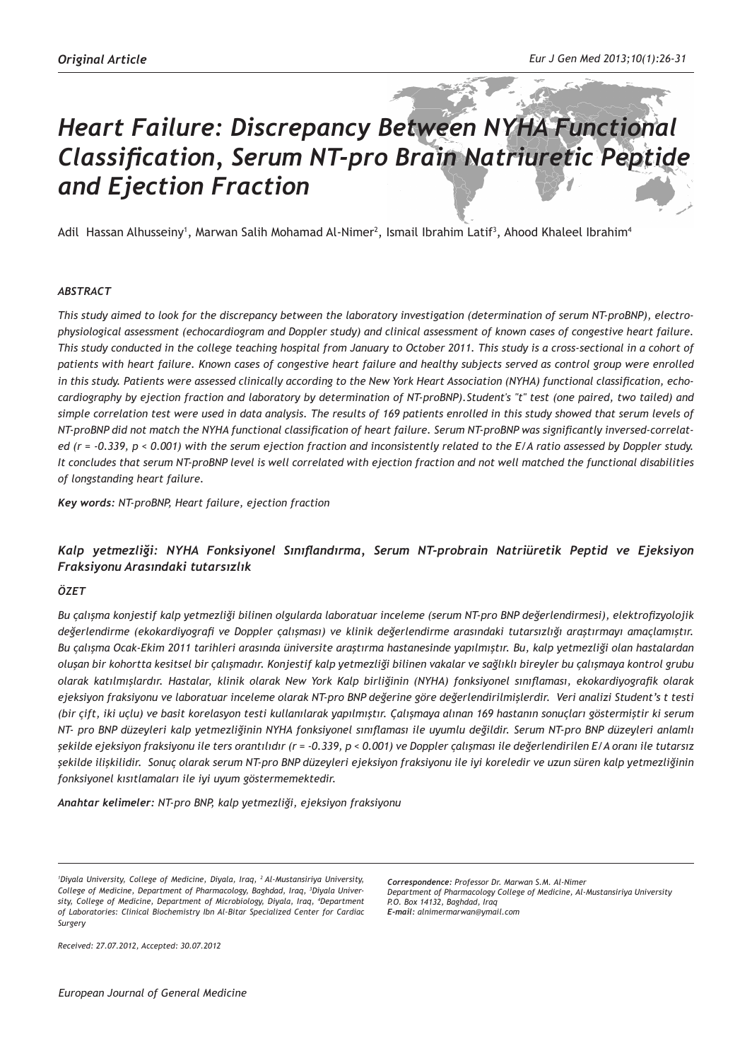*Original Article*

# *Heart Failure: Discrepancy Between NYHA Functional Classification, Serum NT-pro Brain Natriuretic Peptide and Ejection Fraction*

Adil Hassan Alhusseiny[1], Marwan Salih Mohamad Al-Nimer[2], Ismail Ibrahim Latif[3], Ahood Khaleel Ibrahim[4]

### *ABSTRACT*

*This study aimed to look for the discrepancy between the laboratory investigation (determination of serum NT-proBNP), electrophysiological assessment (echocardiogram and Doppler study) and clinical assessment of known cases of congestive heart failure. This study conducted in the college teaching hospital from January to October 2011. This study is a cross-sectional in a cohort of patients with heart failure. Known cases of congestive heart failure and healthy subjects served as control group were enrolled in this study. Patients were assessed clinically according to the New York Heart Association (NYHA) functional classification, echocardiography by ejection fraction and laboratory by determination of NT-proBNP).Student's "t" test (one paired, two tailed) and simple correlation test were used in data analysis. The results of 169 patients enrolled in this study showed that serum levels of NT-proBNP did not match the NYHA functional classification of heart failure. Serum NT-proBNP was significantly inversed-correlated ($r = -0.339$, $p < 0.001$) with the serum ejection fraction and inconsistently related to the E/A ratio assessed by Doppler study. It concludes that serum NT-proBNP level is well correlated with ejection fraction and not well matched the functional disabilities of longstanding heart failure.*

***Key words:*** *NT-proBNP, Heart failure, ejection fraction*

## *Kalp yetmezliği: NYHA Fonksiyonel Sınıflandırma, Serum NT-probrain Natriüretik Peptid ve Ejeksiyon Fraksiyonu Arasındaki tutarsızlık*

### *ÖZET*

*Bu çalışma konjestif kalp yetmezliği bilinen olgularda laboratuar inceleme (serum NT-pro BNP değerlendirmesi), elektrofizyolojik değerlendirme (ekokardiyografi ve Doppler çalışması) ve klinik değerlendirme arasındaki tutarsızlığı araştırmayı amaçlamıştır. Bu çalışma Ocak-Ekim 2011 tarihleri arasında üniversite araştırma hastanesinde yapılmıştır. Bu, kalp yetmezliği olan hastalardan oluşan bir kohortta kesitsel bir çalışmadır. Konjestif kalp yetmezliği bilinen vakalar ve sağlıklı bireyler bu çalışmaya kontrol grubu olarak katılmışlardır. Hastalar, klinik olarak New York Kalp birliğinin (NYHA) fonksiyonel sınıflaması, ekokardiyografik olarak ejeksiyon fraksiyonu ve laboratuar inceleme olarak NT-pro BNP değerine göre değerlendirilmişlerdir. Veri analizi Student's t testi (bir çift, iki uçlu) ve basit korelasyon testi kullanılarak yapılmıştır. Çalışmaya alınan 169 hastanın sonuçları göstermiştir ki serum NT- pro BNP düzeyleri kalp yetmezliğinin NYHA fonksiyonel sınıflaması ile uyumlu değildir. Serum NT-pro BNP düzeyleri anlamlı şekilde ejeksiyon fraksiyonu ile ters orantılıdır ($r = -0.339$, $p < 0.001$) ve Doppler çalışması ile değerlendirilen E/A oranı ile tutarsız şekilde ilişkilidir. Sonuç olarak serum NT-pro BNP düzeyleri ejeksiyon fraksiyonu ile iyi koreledir ve uzun süren kalp yetmezliğinin fonksiyonel kısıtlamaları ile iyi uyum göstermemektedir.*

***Anahtar kelimeler:*** *NT-pro BNP, kalp yetmezliği, ejeksiyon fraksiyonu*

---

*[1]Diyala University, College of Medicine, Diyala, Iraq, [2] Al-Mustansiriya University, College of Medicine, Department of Pharmacology, Baghdad, Iraq, [3]Diyala University, College of Medicine, Department of Microbiology, Diyala, Iraq, [4]Department of Laboratories: Clinical Biochemistry Ibn Al-Bitar Specialized Center for Cardiac Surgery*

***Correspondence:*** *Professor Dr. Marwan S.M. Al-Nimer*
*Department of Pharmacology College of Medicine, Al-Mustansiriya University*
*P.O. Box 14132, Baghdad, Iraq*
***E-mail:*** *alnimermarwan@ymail.com*

*Received: 27.07.2012, Accepted: 30.07.2012*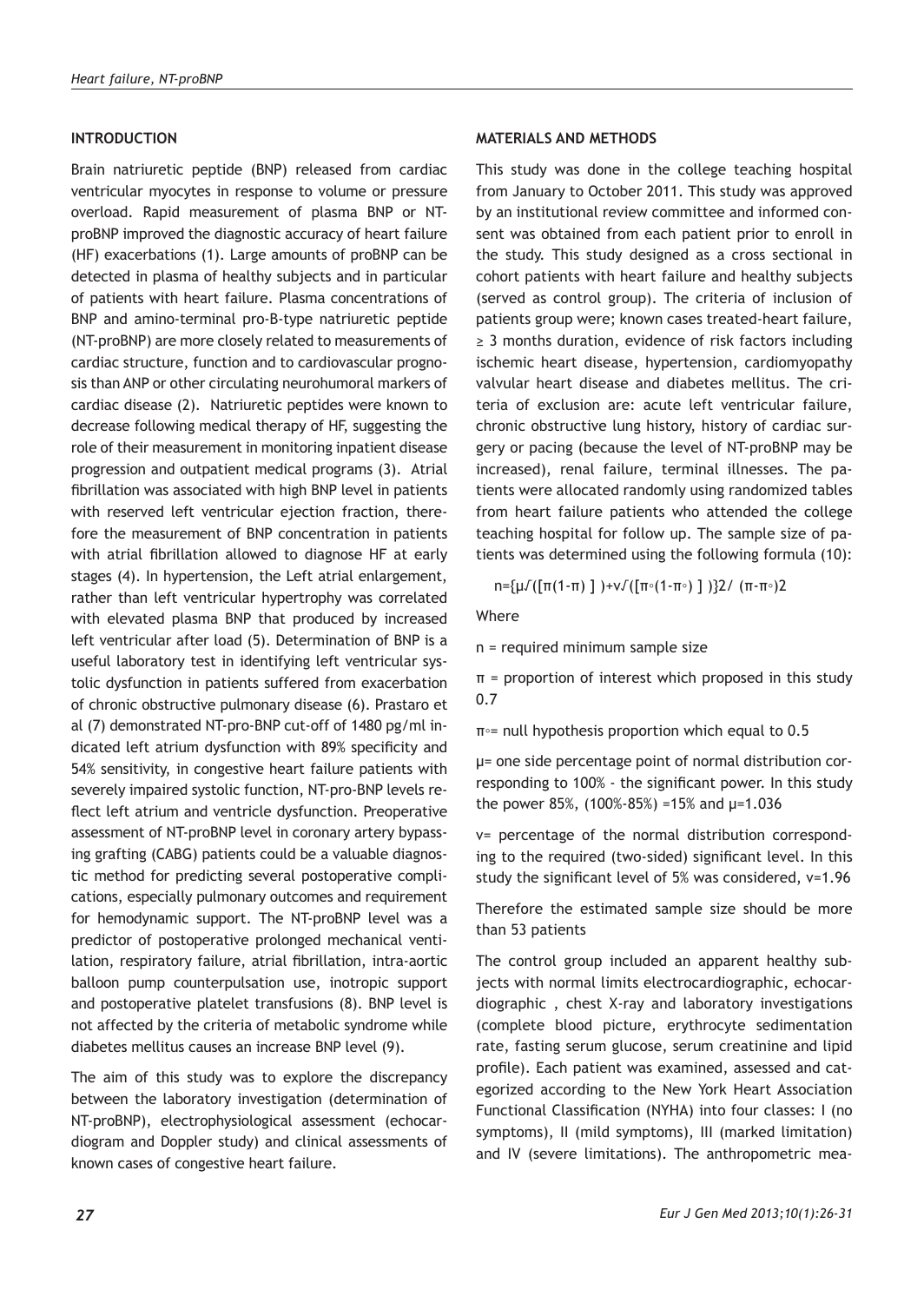## INTRODUCTION

Brain natriuretic peptide (BNP) released from cardiac ventricular myocytes in response to volume or pressure overload. Rapid measurement of plasma BNP or NT-proBNP improved the diagnostic accuracy of heart failure (HF) exacerbations (1). Large amounts of proBNP can be detected in plasma of healthy subjects and in particular of patients with heart failure. Plasma concentrations of BNP and amino-terminal pro-B-type natriuretic peptide (NT-proBNP) are more closely related to measurements of cardiac structure, function and to cardiovascular prognosis than ANP or other circulating neurohumoral markers of cardiac disease (2). Natriuretic peptides were known to decrease following medical therapy of HF, suggesting the role of their measurement in monitoring inpatient disease progression and outpatient medical programs (3). Atrial fibrillation was associated with high BNP level in patients with reserved left ventricular ejection fraction, therefore the measurement of BNP concentration in patients with atrial fibrillation allowed to diagnose HF at early stages (4). In hypertension, the Left atrial enlargement, rather than left ventricular hypertrophy was correlated with elevated plasma BNP that produced by increased left ventricular after load (5). Determination of BNP is a useful laboratory test in identifying left ventricular systolic dysfunction in patients suffered from exacerbation of chronic obstructive pulmonary disease (6). Prastaro et al (7) demonstrated NT-pro-BNP cut-off of 1480 pg/ml indicated left atrium dysfunction with 89% specificity and 54% sensitivity, in congestive heart failure patients with severely impaired systolic function, NT-pro-BNP levels reflect left atrium and ventricle dysfunction. Preoperative assessment of NT-proBNP level in coronary artery bypassing grafting (CABG) patients could be a valuable diagnostic method for predicting several postoperative complications, especially pulmonary outcomes and requirement for hemodynamic support. The NT-proBNP level was a predictor of postoperative prolonged mechanical ventilation, respiratory failure, atrial fibrillation, intra-aortic balloon pump counterpulsation use, inotropic support and postoperative platelet transfusions (8). BNP level is not affected by the criteria of metabolic syndrome while diabetes mellitus causes an increase BNP level (9).

The aim of this study was to explore the discrepancy between the laboratory investigation (determination of NT-proBNP), electrophysiological assessment (echocardiogram and Doppler study) and clinical assessments of known cases of congestive heart failure.

## MATERIALS AND METHODS

This study was done in the college teaching hospital from January to October 2011. This study was approved by an institutional review committee and informed consent was obtained from each patient prior to enroll in the study. This study designed as a cross sectional in cohort patients with heart failure and healthy subjects (served as control group). The criteria of inclusion of patients group were; known cases treated-heart failure, ≥ 3 months duration, evidence of risk factors including ischemic heart disease, hypertension, cardiomyopathy valvular heart disease and diabetes mellitus. The criteria of exclusion are: acute left ventricular failure, chronic obstructive lung history, history of cardiac surgery or pacing (because the level of NT-proBNP may be increased), renal failure, terminal illnesses. The patients were allocated randomly using randomized tables from heart failure patients who attended the college teaching hospital for follow up. The sample size of patients was determined using the following formula (10):

$$n=\{\mu\sqrt{[\pi(1-\pi)]}+v\sqrt{[\pi_\circ(1-\pi_\circ)]}\}^2/(\pi-\pi_\circ)^2$$

Where

n = required minimum sample size

$\pi$ = proportion of interest which proposed in this study 0.7

$\pi_\circ$= null hypothesis proportion which equal to 0.5

$\mu$= one side percentage point of normal distribution corresponding to 100% - the significant power. In this study the power 85%, (100%-85%) =15% and $\mu$=1.036

v= percentage of the normal distribution corresponding to the required (two-sided) significant level. In this study the significant level of 5% was considered, v=1.96

Therefore the estimated sample size should be more than 53 patients

The control group included an apparent healthy subjects with normal limits electrocardiographic, echocardiographic , chest X-ray and laboratory investigations (complete blood picture, erythrocyte sedimentation rate, fasting serum glucose, serum creatinine and lipid profile). Each patient was examined, assessed and categorized according to the New York Heart Association Functional Classification (NYHA) into four classes: I (no symptoms), II (mild symptoms), III (marked limitation) and IV (severe limitations). The anthropometric mea-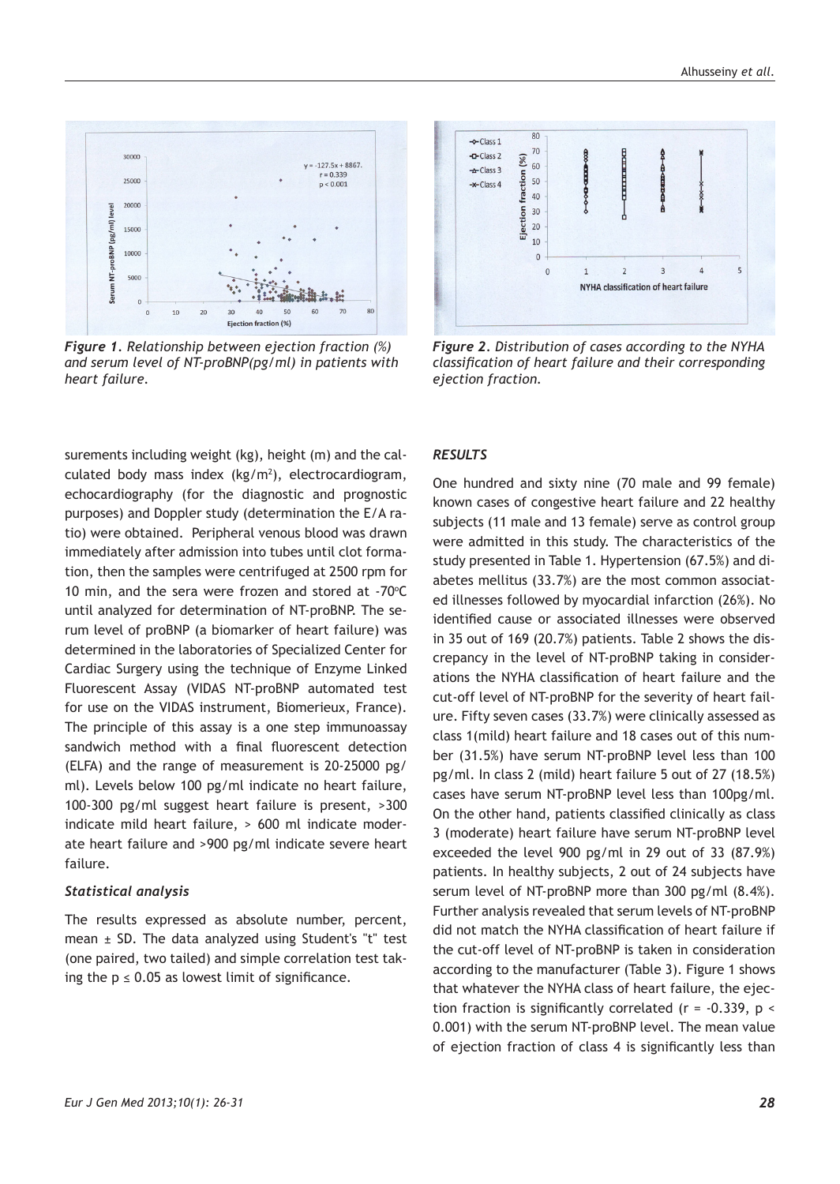*Figure 1. Relationship between ejection fraction (%) and serum level of NT-proBNP(pg/ml) in patients with heart failure.*

*Figure 2. Distribution of cases according to the NYHA classification of heart failure and their corresponding ejection fraction.*

surements including weight (kg), height (m) and the calculated body mass index (kg/m$^2$), electrocardiogram, echocardiography (for the diagnostic and prognostic purposes) and Doppler study (determination the E/A ratio) were obtained. Peripheral venous blood was drawn immediately after admission into tubes until clot formation, then the samples were centrifuged at 2500 rpm for 10 min, and the sera were frozen and stored at -70ºC until analyzed for determination of NT-proBNP. The serum level of proBNP (a biomarker of heart failure) was determined in the laboratories of Specialized Center for Cardiac Surgery using the technique of Enzyme Linked Fluorescent Assay (VIDAS NT-proBNP automated test for use on the VIDAS instrument, Biomerieux, France). The principle of this assay is a one step immunoassay sandwich method with a final fluorescent detection (ELFA) and the range of measurement is 20-25000 pg/ml). Levels below 100 pg/ml indicate no heart failure, 100-300 pg/ml suggest heart failure is present, >300 indicate mild heart failure, > 600 ml indicate moderate heart failure and >900 pg/ml indicate severe heart failure.

### *Statistical analysis*

The results expressed as absolute number, percent, mean ± SD. The data analyzed using Student's "t" test (one paired, two tailed) and simple correlation test taking the $p \leq 0.05$ as lowest limit of significance.

### *RESULTS*

One hundred and sixty nine (70 male and 99 female) known cases of congestive heart failure and 22 healthy subjects (11 male and 13 female) serve as control group were admitted in this study. The characteristics of the study presented in Table 1. Hypertension (67.5%) and diabetes mellitus (33.7%) are the most common associated illnesses followed by myocardial infarction (26%). No identified cause or associated illnesses were observed in 35 out of 169 (20.7%) patients. Table 2 shows the discrepancy in the level of NT-proBNP taking in considerations the NYHA classification of heart failure and the cut-off level of NT-proBNP for the severity of heart failure. Fifty seven cases (33.7%) were clinically assessed as class 1(mild) heart failure and 18 cases out of this number (31.5%) have serum NT-proBNP level less than 100 pg/ml. In class 2 (mild) heart failure 5 out of 27 (18.5%) cases have serum NT-proBNP level less than 100pg/ml. On the other hand, patients classified clinically as class 3 (moderate) heart failure have serum NT-proBNP level exceeded the level 900 pg/ml in 29 out of 33 (87.9%) patients. In healthy subjects, 2 out of 24 subjects have serum level of NT-proBNP more than 300 pg/ml (8.4%). Further analysis revealed that serum levels of NT-proBNP did not match the NYHA classification of heart failure if the cut-off level of NT-proBNP is taken in consideration according to the manufacturer (Table 3). Figure 1 shows that whatever the NYHA class of heart failure, the ejection fraction is significantly correlated ($r = -0.339$, $p < 0.001$) with the serum NT-proBNP level. The mean value of ejection fraction of class 4 is significantly less than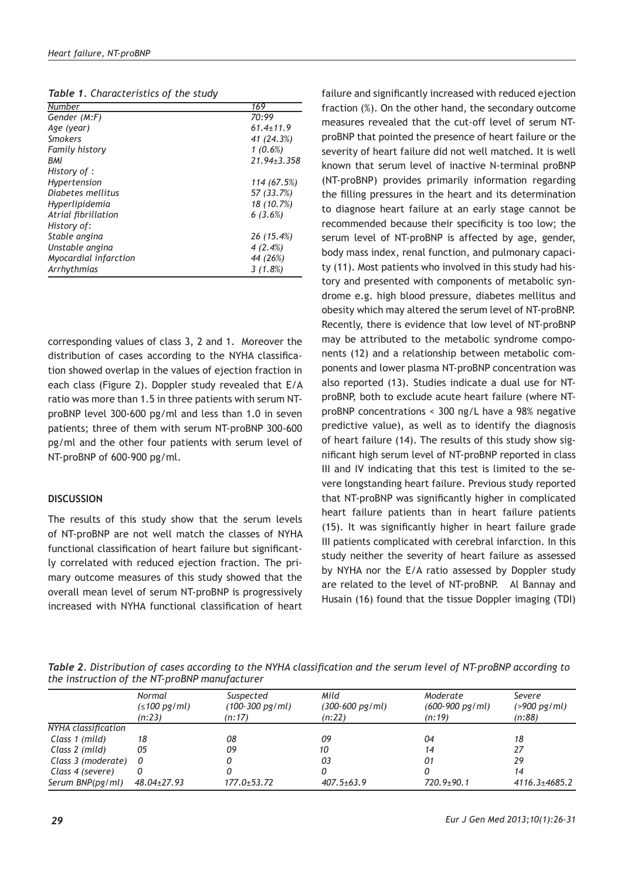*Table 1. Characteristics of the study*

| Number | 169 |
|---|---|
| Gender (M:F) | 70:99 |
| Age (year) | 61.4±11.9 |
| Smokers | 41 (24.3%) |
| Family history | 1 (0.6%) |
| BMI | 21.94±3.358 |
| History of : | |
| Hypertension | 114 (67.5%) |
| Diabetes mellitus | 57 (33.7%) |
| Hyperlipidemia | 18 (10.7%) |
| Atrial fibrillation | 6 (3.6%) |
| History of: | |
| Stable angina | 26 (15.4%) |
| Unstable angina | 4 (2.4%) |
| Myocardial infarction | 44 (26%) |
| Arrhythmias | 3 (1.8%) |

corresponding values of class 3, 2 and 1. Moreover the distribution of cases according to the NYHA classification showed overlap in the values of ejection fraction in each class (Figure 2). Doppler study revealed that E/A ratio was more than 1.5 in three patients with serum NT-proBNP level 300-600 pg/ml and less than 1.0 in seven patients; three of them with serum NT-proBNP 300-600 pg/ml and the other four patients with serum level of NT-proBNP of 600-900 pg/ml.

**DISCUSSION**

The results of this study show that the serum levels of NT-proBNP are not well match the classes of NYHA functional classification of heart failure but significantly correlated with reduced ejection fraction. The primary outcome measures of this study showed that the overall mean level of serum NT-proBNP is progressively increased with NYHA functional classification of heart failure and significantly increased with reduced ejection fraction (%). On the other hand, the secondary outcome measures revealed that the cut-off level of serum NT-proBNP that pointed the presence of heart failure or the severity of heart failure did not well matched. It is well known that serum level of inactive N-terminal proBNP (NT-proBNP) provides primarily information regarding the filling pressures in the heart and its determination to diagnose heart failure at an early stage cannot be recommended because their specificity is too low; the serum level of NT-proBNP is affected by age, gender, body mass index, renal function, and pulmonary capacity (11). Most patients who involved in this study had history and presented with components of metabolic syndrome e.g. high blood pressure, diabetes mellitus and obesity which may altered the serum level of NT-proBNP. Recently, there is evidence that low level of NT-proBNP may be attributed to the metabolic syndrome components (12) and a relationship between metabolic components and lower plasma NT-proBNP concentration was also reported (13). Studies indicate a dual use for NT-proBNP, both to exclude acute heart failure (where NT-proBNP concentrations < 300 ng/L have a 98% negative predictive value), as well as to identify the diagnosis of heart failure (14). The results of this study show significant high serum level of NT-proBNP reported in class III and IV indicating that this test is limited to the severe longstanding heart failure. Previous study reported that NT-proBNP was significantly higher in complicated heart failure patients than in heart failure patients (15). It was significantly higher in heart failure grade III patients complicated with cerebral infarction. In this study neither the severity of heart failure as assessed by NYHA nor the E/A ratio assessed by Doppler study are related to the level of NT-proBNP. Al Bannay and Husain (16) found that the tissue Doppler imaging (TDI)

*Table 2. Distribution of cases according to the NYHA classification and the serum level of NT-proBNP according to the instruction of the NT-proBNP manufacturer*

| | Normal (≤100 pg/ml) (n:23) | Suspected (100-300 pg/ml) (n:17) | Mild (300-600 pg/ml) (n:22) | Moderate (600-900 pg/ml) (n:19) | Severe (>900 pg/ml) (n:88) |
|---|---|---|---|---|---|
| NYHA classification | | | | | |
| Class 1 (mild) | 18 | 08 | 09 | 04 | 18 |
| Class 2 (mild) | 05 | 09 | 10 | 14 | 27 |
| Class 3 (moderate) | 0 | 0 | 03 | 01 | 29 |
| Class 4 (severe) | 0 | 0 | 0 | 0 | 14 |
| Serum BNP(pg/ml) | 48.04±27.93 | 177.0±53.72 | 407.5±63.9 | 720.9±90.1 | 4116.3±4685.2 |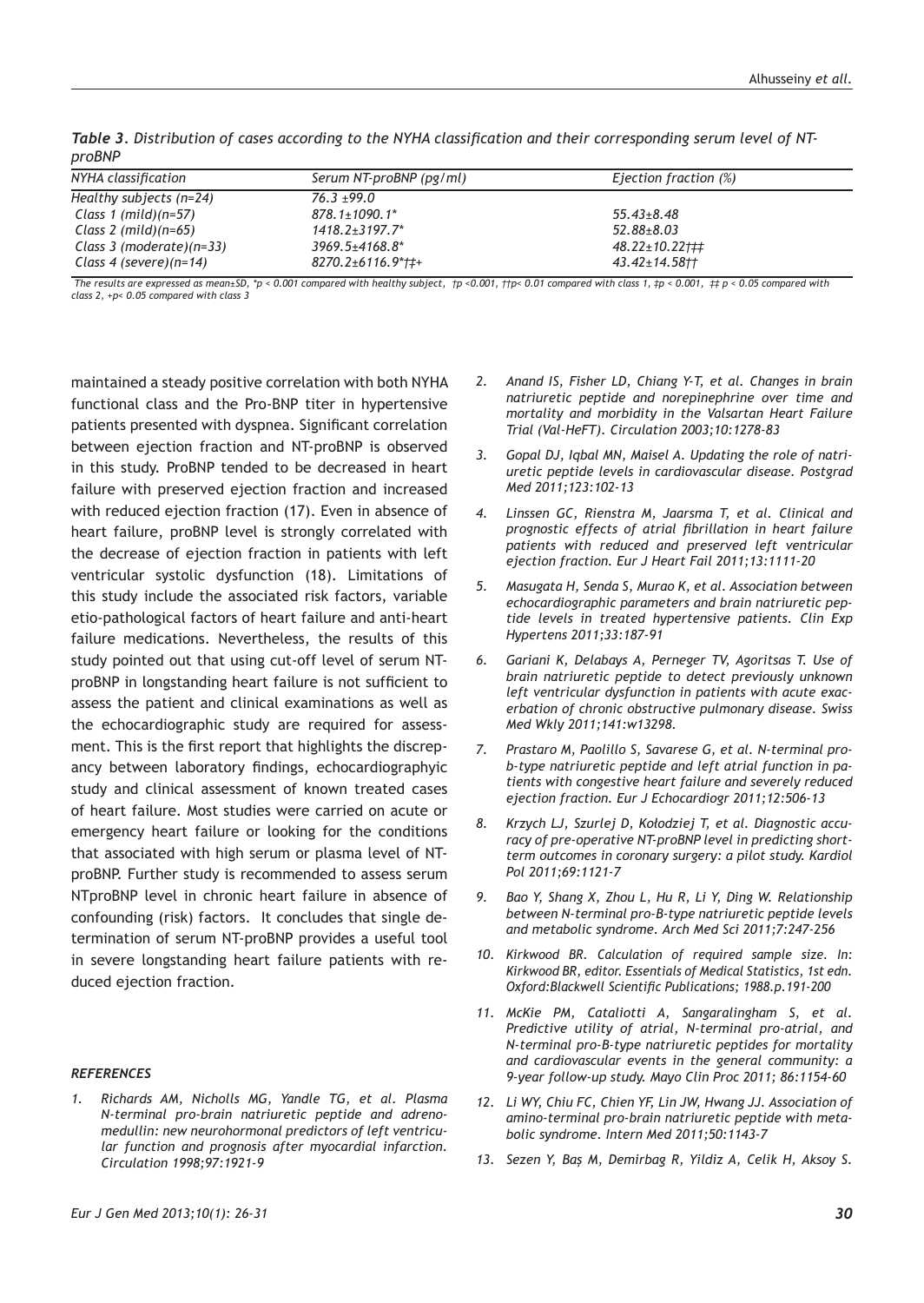***Table 3.** Distribution of cases according to the NYHA classification and their corresponding serum level of NT-proBNP*

| NYHA classification | Serum NT-proBNP (pg/ml) | Ejection fraction (%) |
|---|---|---|
| Healthy subjects (n=24) | 76.3 ±99.0 | |
| Class 1 (mild)(n=57) | 878.1±1090.1* | 55.43±8.48 |
| Class 2 (mild)(n=65) | 1418.2±3197.7* | 52.88±8.03 |
| Class 3 (moderate)(n=33) | 3969.5±4168.8* | 48.22±10.22†‡‡ |
| Class 4 (severe)(n=14) | 8270.2±6116.9*†‡+ | 43.42±14.58†† |

*The results are expressed as mean±SD, *p < 0.001 compared with healthy subject, †p <0.001, ††p< 0.01 compared with class 1, ‡p < 0.001, ‡‡ p < 0.05 compared with class 2, +p< 0.05 compared with class 3*

maintained a steady positive correlation with both NYHA functional class and the Pro-BNP titer in hypertensive patients presented with dyspnea. Significant correlation between ejection fraction and NT-proBNP is observed in this study. ProBNP tended to be decreased in heart failure with preserved ejection fraction and increased with reduced ejection fraction (17). Even in absence of heart failure, proBNP level is strongly correlated with the decrease of ejection fraction in patients with left ventricular systolic dysfunction (18). Limitations of this study include the associated risk factors, variable etio-pathological factors of heart failure and anti-heart failure medications. Nevertheless, the results of this study pointed out that using cut-off level of serum NT-proBNP in longstanding heart failure is not sufficient to assess the patient and clinical examinations as well as the echocardiographic study are required for assessment. This is the first report that highlights the discrepancy between laboratory findings, echocardiographyic study and clinical assessment of known treated cases of heart failure. Most studies were carried on acute or emergency heart failure or looking for the conditions that associated with high serum or plasma level of NT-proBNP. Further study is recommended to assess serum NTproBNP level in chronic heart failure in absence of confounding (risk) factors. It concludes that single determination of serum NT-proBNP provides a useful tool in severe longstanding heart failure patients with reduced ejection fraction.

### *REFERENCES*

1. *Richards AM, Nicholls MG, Yandle TG, et al. Plasma N-terminal pro-brain natriuretic peptide and adrenomedullin: new neurohormonal predictors of left ventricular function and prognosis after myocardial infarction. Circulation 1998;97:1921-9*
2. *Anand IS, Fisher LD, Chiang Y-T, et al. Changes in brain natriuretic peptide and norepinephrine over time and mortality and morbidity in the Valsartan Heart Failure Trial (Val-HeFT). Circulation 2003;10:1278-83*
3. *Gopal DJ, Iqbal MN, Maisel A. Updating the role of natriuretic peptide levels in cardiovascular disease. Postgrad Med 2011;123:102-13*
4. *Linssen GC, Rienstra M, Jaarsma T, et al. Clinical and prognostic effects of atrial fibrillation in heart failure patients with reduced and preserved left ventricular ejection fraction. Eur J Heart Fail 2011;13:1111-20*
5. *Masugata H, Senda S, Murao K, et al. Association between echocardiographic parameters and brain natriuretic peptide levels in treated hypertensive patients. Clin Exp Hypertens 2011;33:187-91*
6. *Gariani K, Delabays A, Perneger TV, Agoritsas T. Use of brain natriuretic peptide to detect previously unknown left ventricular dysfunction in patients with acute exacerbation of chronic obstructive pulmonary disease. Swiss Med Wkly 2011;141:w13298.*
7. *Prastaro M, Paolillo S, Savarese G, et al. N-terminal pro-b-type natriuretic peptide and left atrial function in patients with congestive heart failure and severely reduced ejection fraction. Eur J Echocardiogr 2011;12:506-13*
8. *Krzych LJ, Szurlej D, Kołodziej T, et al. Diagnostic accuracy of pre-operative NT-proBNP level in predicting short-term outcomes in coronary surgery: a pilot study. Kardiol Pol 2011;69:1121-7*
9. *Bao Y, Shang X, Zhou L, Hu R, Li Y, Ding W. Relationship between N-terminal pro-B-type natriuretic peptide levels and metabolic syndrome. Arch Med Sci 2011;7:247-256*
10. *Kirkwood BR. Calculation of required sample size. In: Kirkwood BR, editor. Essentials of Medical Statistics, 1st edn. Oxford:Blackwell Scientific Publications; 1988.p.191-200*
11. *McKie PM, Cataliotti A, Sangaralingham S, et al. Predictive utility of atrial, N-terminal pro-atrial, and N-terminal pro-B-type natriuretic peptides for mortality and cardiovascular events in the general community: a 9-year follow-up study. Mayo Clin Proc 2011; 86:1154-60*
12. *Li WY, Chiu FC, Chien YF, Lin JW, Hwang JJ. Association of amino-terminal pro-brain natriuretic peptide with metabolic syndrome. Intern Med 2011;50:1143-7*
13. *Sezen Y, Baş M, Demirbag R, Yildiz A, Celik H, Aksoy S.*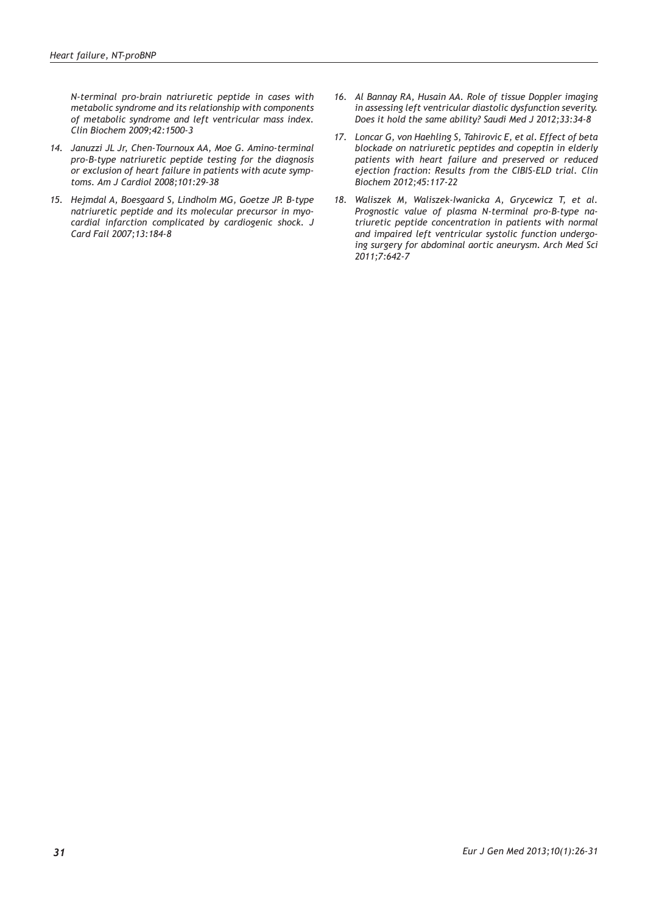*N-terminal pro-brain natriuretic peptide in cases with metabolic syndrome and its relationship with components of metabolic syndrome and left ventricular mass index. Clin Biochem 2009;42:1500-3*

14. *Januzzi JL Jr, Chen-Tournoux AA, Moe G. Amino-terminal pro-B-type natriuretic peptide testing for the diagnosis or exclusion of heart failure in patients with acute symptoms. Am J Cardiol 2008;101:29-38*

15. *Hejmdal A, Boesgaard S, Lindholm MG, Goetze JP. B-type natriuretic peptide and its molecular precursor in myocardial infarction complicated by cardiogenic shock. J Card Fail 2007;13:184-8*

16. *Al Bannay RA, Husain AA. Role of tissue Doppler imaging in assessing left ventricular diastolic dysfunction severity. Does it hold the same ability? Saudi Med J 2012;33:34-8*

17. *Loncar G, von Haehling S, Tahirovic E, et al. Effect of beta blockade on natriuretic peptides and copeptin in elderly patients with heart failure and preserved or reduced ejection fraction: Results from the CIBIS-ELD trial. Clin Biochem 2012;45:117-22*

18. *Waliszek M, Waliszek-Iwanicka A, Grycewicz T, et al. Prognostic value of plasma N-terminal pro-B-type natriuretic peptide concentration in patients with normal and impaired left ventricular systolic function undergoing surgery for abdominal aortic aneurysm. Arch Med Sci 2011;7:642-7*